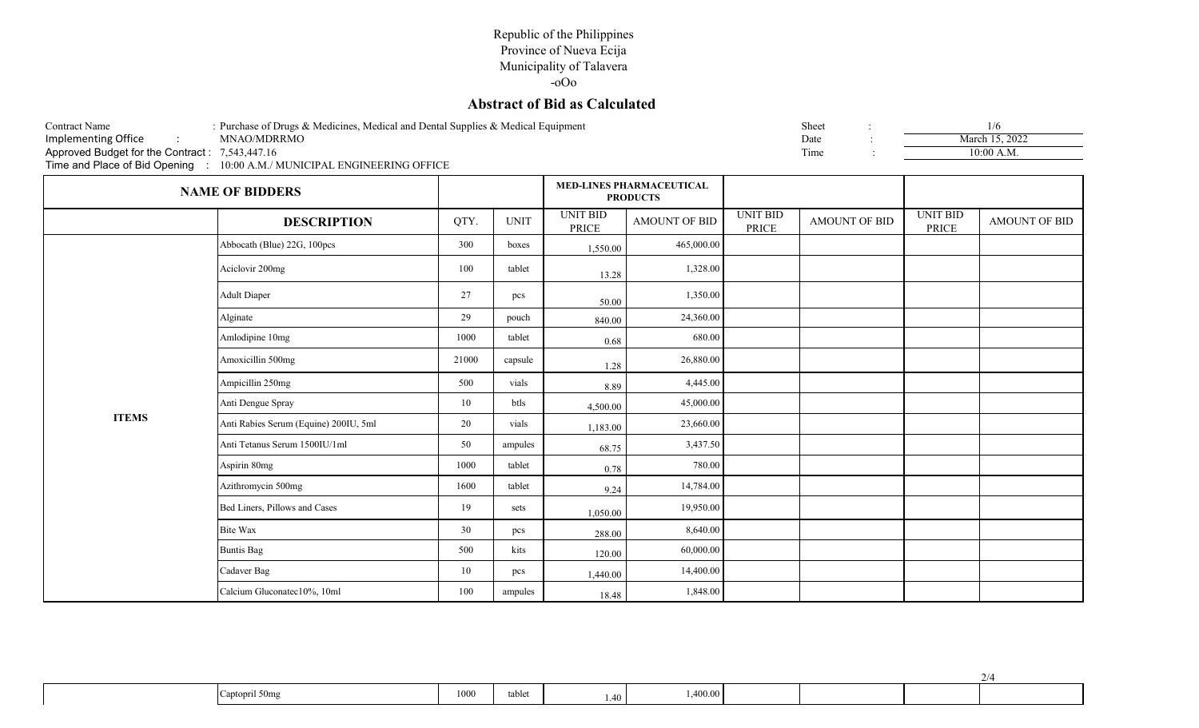Republic of the Philippines
Province of Nueva Ecija
Municipality of Talavera
-oOo

## Abstract of Bid as Calculated

Contract Name : Purchase of Drugs & Medicines, Medical and Dental Supplies & Medical Equipment
Implementing Office : MNAO/MDRRMO
Approved Budget for the Contract : 7,543,447.16
Time and Place of Bid Opening : 10:00 A.M./ MUNICIPAL ENGINEERING OFFICE

Sheet : 1/6
Date : March 15, 2022
Time : 10:00 A.M.

| NAME OF BIDDERS | | | | MED-LINES PHARMACEUTICAL PRODUCTS | | | | | |
|---|---|---|---|---|---|---|---|---|---|
| | DESCRIPTION | QTY. | UNIT | UNIT BID PRICE | AMOUNT OF BID | UNIT BID PRICE | AMOUNT OF BID | UNIT BID PRICE | AMOUNT OF BID |
| ITEMS | Abbocath (Blue) 22G, 100pcs | 300 | boxes | 1,550.00 | 465,000.00 | | | | |
| | Aciclovir 200mg | 100 | tablet | 13.28 | 1,328.00 | | | | |
| | Adult Diaper | 27 | pcs | 50.00 | 1,350.00 | | | | |
| | Alginate | 29 | pouch | 840.00 | 24,360.00 | | | | |
| | Amlodipine 10mg | 1000 | tablet | 0.68 | 680.00 | | | | |
| | Amoxicillin 500mg | 21000 | capsule | 1.28 | 26,880.00 | | | | |
| | Ampicillin 250mg | 500 | vials | 8.89 | 4,445.00 | | | | |
| | Anti Dengue Spray | 10 | btls | 4,500.00 | 45,000.00 | | | | |
| | Anti Rabies Serum (Equine) 200IU, 5ml | 20 | vials | 1,183.00 | 23,660.00 | | | | |
| | Anti Tetanus Serum 1500IU/1ml | 50 | ampules | 68.75 | 3,437.50 | | | | |
| | Aspirin 80mg | 1000 | tablet | 0.78 | 780.00 | | | | |
| | Azithromycin 500mg | 1600 | tablet | 9.24 | 14,784.00 | | | | |
| | Bed Liners, Pillows and Cases | 19 | sets | 1,050.00 | 19,950.00 | | | | |
| | Bite Wax | 30 | pcs | 288.00 | 8,640.00 | | | | |
| | Buntis Bag | 500 | kits | 120.00 | 60,000.00 | | | | |
| | Cadaver Bag | 10 | pcs | 1,440.00 | 14,400.00 | | | | |
| | Calcium Gluconatec10%, 10ml | 100 | ampules | 18.48 | 1,848.00 | | | | |

| | Captopril 50mg | 1000 | tablet | 1.40 | 1,400.00 | | | | |
|---|---|---|---|---|---|---|---|---|---|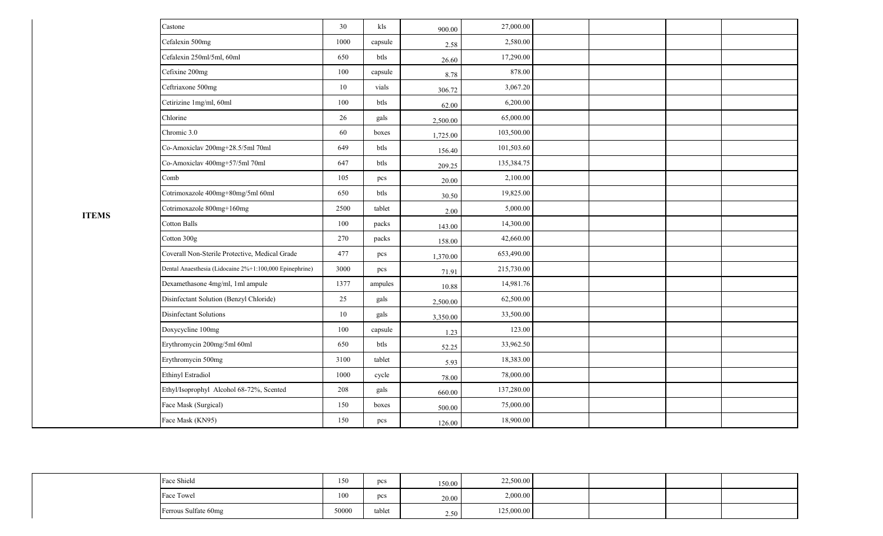| ITEMS | | | | | | | | | |
|---|---|---|---|---|---|---|---|---|---|
| | Castone | 30 | kls | 900.00 | 27,000.00 | | | | |
| | Cefalexin 500mg | 1000 | capsule | 2.58 | 2,580.00 | | | | |
| | Cefalexin 250ml/5ml, 60ml | 650 | btls | 26.60 | 17,290.00 | | | | |
| | Cefixine 200mg | 100 | capsule | 8.78 | 878.00 | | | | |
| | Ceftriaxone 500mg | 10 | vials | 306.72 | 3,067.20 | | | | |
| | Cetirizine 1mg/ml, 60ml | 100 | btls | 62.00 | 6,200.00 | | | | |
| | Chlorine | 26 | gals | 2,500.00 | 65,000.00 | | | | |
| | Chromic 3.0 | 60 | boxes | 1,725.00 | 103,500.00 | | | | |
| | Co-Amoxiclav 200mg+28.5/5ml 70ml | 649 | btls | 156.40 | 101,503.60 | | | | |
| | Co-Amoxiclav 400mg+57/5ml 70ml | 647 | btls | 209.25 | 135,384.75 | | | | |
| | Comb | 105 | pcs | 20.00 | 2,100.00 | | | | |
| | Cotrimoxazole 400mg+80mg/5ml 60ml | 650 | btls | 30.50 | 19,825.00 | | | | |
| | Cotrimoxazole 800mg+160mg | 2500 | tablet | 2.00 | 5,000.00 | | | | |
| | Cotton Balls | 100 | packs | 143.00 | 14,300.00 | | | | |
| | Cotton 300g | 270 | packs | 158.00 | 42,660.00 | | | | |
| | Coverall Non-Sterile Protective, Medical Grade | 477 | pcs | 1,370.00 | 653,490.00 | | | | |
| | Dental Anaesthesia (Lidocaine 2%+1:100,000 Epinephrine) | 3000 | pcs | 71.91 | 215,730.00 | | | | |
| | Dexamethasone 4mg/ml, 1ml ampule | 1377 | ampules | 10.88 | 14,981.76 | | | | |
| | Disinfectant Solution (Benzyl Chloride) | 25 | gals | 2,500.00 | 62,500.00 | | | | |
| | Disinfectant Solutions | 10 | gals | 3,350.00 | 33,500.00 | | | | |
| | Doxycycline 100mg | 100 | capsule | 1.23 | 123.00 | | | | |
| | Erythromycin 200mg/5ml 60ml | 650 | btls | 52.25 | 33,962.50 | | | | |
| | Erythromycin 500mg | 3100 | tablet | 5.93 | 18,383.00 | | | | |
| | Ethinyl Estradiol | 1000 | cycle | 78.00 | 78,000.00 | | | | |
| | Ethyl/Isoprophyl Alcohol 68-72%, Scented | 208 | gals | 660.00 | 137,280.00 | | | | |
| | Face Mask (Surgical) | 150 | boxes | 500.00 | 75,000.00 | | | | |
| | Face Mask (KN95) | 150 | pcs | 126.00 | 18,900.00 | | | | |
| | Face Shield | 150 | pcs | 150.00 | 22,500.00 | | | | |
| | Face Towel | 100 | pcs | 20.00 | 2,000.00 | | | | |
| | Ferrous Sulfate 60mg | 50000 | tablet | 2.50 | 125,000.00 | | | | |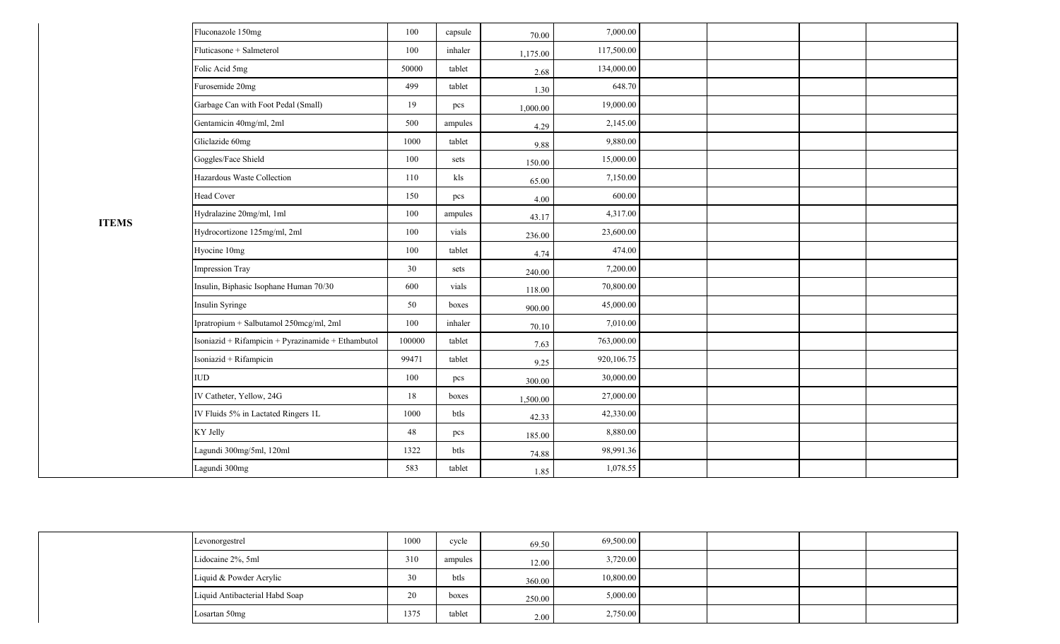| | | | | | | | | | |
|---|---|---|---|---|---|---|---|---|---|
| **ITEMS** | Fluconazole 150mg | 100 | capsule | 70.00 | 7,000.00 | | | | |
| | Fluticasone + Salmeterol | 100 | inhaler | 1,175.00 | 117,500.00 | | | | |
| | Folic Acid 5mg | 50000 | tablet | 2.68 | 134,000.00 | | | | |
| | Furosemide 20mg | 499 | tablet | 1.30 | 648.70 | | | | |
| | Garbage Can with Foot Pedal (Small) | 19 | pcs | 1,000.00 | 19,000.00 | | | | |
| | Gentamicin 40mg/ml, 2ml | 500 | ampules | 4.29 | 2,145.00 | | | | |
| | Gliclazide 60mg | 1000 | tablet | 9.88 | 9,880.00 | | | | |
| | Goggles/Face Shield | 100 | sets | 150.00 | 15,000.00 | | | | |
| | Hazardous Waste Collection | 110 | kls | 65.00 | 7,150.00 | | | | |
| | Head Cover | 150 | pcs | 4.00 | 600.00 | | | | |
| | Hydralazine 20mg/ml, 1ml | 100 | ampules | 43.17 | 4,317.00 | | | | |
| | Hydrocortizone 125mg/ml, 2ml | 100 | vials | 236.00 | 23,600.00 | | | | |
| | Hyocine 10mg | 100 | tablet | 4.74 | 474.00 | | | | |
| | Impression Tray | 30 | sets | 240.00 | 7,200.00 | | | | |
| | Insulin, Biphasic Isophane Human 70/30 | 600 | vials | 118.00 | 70,800.00 | | | | |
| | Insulin Syringe | 50 | boxes | 900.00 | 45,000.00 | | | | |
| | Ipratropium + Salbutamol 250mcg/ml, 2ml | 100 | inhaler | 70.10 | 7,010.00 | | | | |
| | Isoniazid + Rifampicin + Pyrazinamide + Ethambutol | 100000 | tablet | 7.63 | 763,000.00 | | | | |
| | Isoniazid + Rifampicin | 99471 | tablet | 9.25 | 920,106.75 | | | | |
| | IUD | 100 | pcs | 300.00 | 30,000.00 | | | | |
| | IV Catheter, Yellow, 24G | 18 | boxes | 1,500.00 | 27,000.00 | | | | |
| | IV Fluids 5% in Lactated Ringers 1L | 1000 | btls | 42.33 | 42,330.00 | | | | |
| | KY Jelly | 48 | pcs | 185.00 | 8,880.00 | | | | |
| | Lagundi 300mg/5ml, 120ml | 1322 | btls | 74.88 | 98,991.36 | | | | |
| | Lagundi 300mg | 583 | tablet | 1.85 | 1,078.55 | | | | |

| | | | | | | | | | |
|---|---|---|---|---|---|---|---|---|---|
| | Levonorgestrel | 1000 | cycle | 69.50 | 69,500.00 | | | | |
| | Lidocaine 2%, 5ml | 310 | ampules | 12.00 | 3,720.00 | | | | |
| | Liquid & Powder Acrylic | 30 | btls | 360.00 | 10,800.00 | | | | |
| | Liquid Antibacterial Habd Soap | 20 | boxes | 250.00 | 5,000.00 | | | | |
| | Losartan 50mg | 1375 | tablet | 2.00 | 2,750.00 | | | | |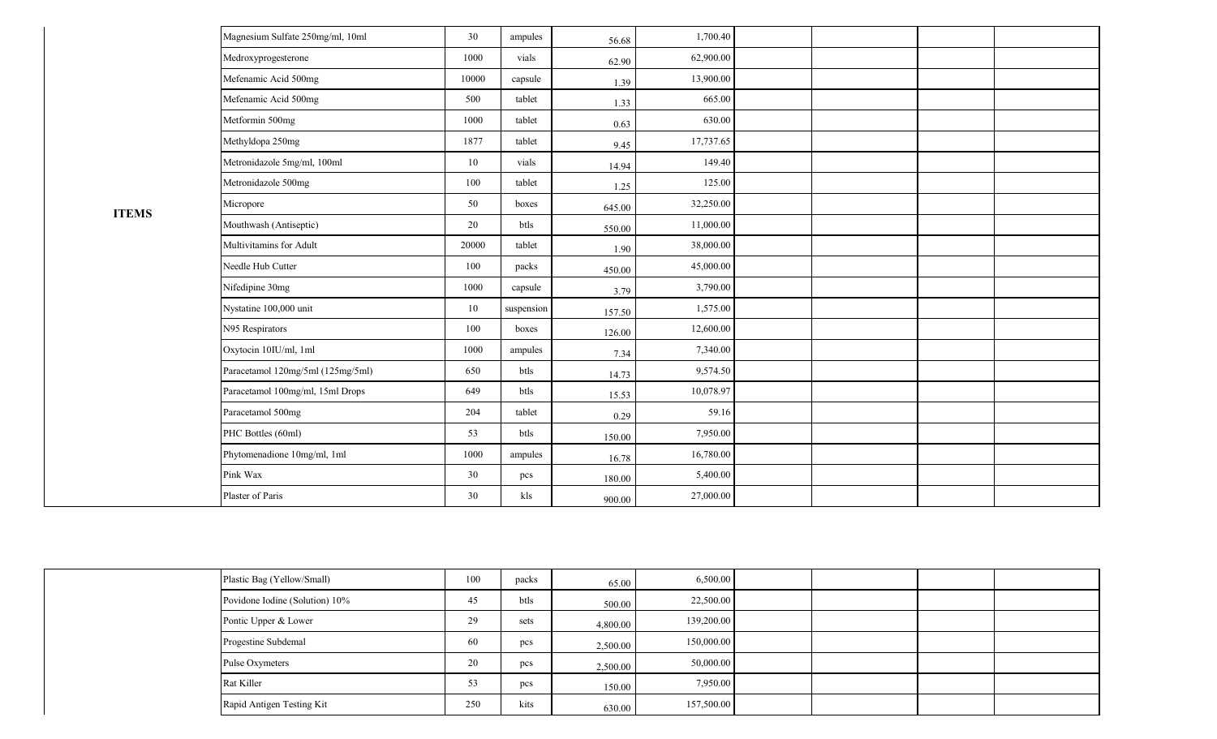| | | | | | | | | | |
|---|---|---|---|---|---|---|---|---|---|
| **ITEMS** | Magnesium Sulfate 250mg/ml, 10ml | 30 | ampules | 56.68 | 1,700.40 | | | | |
| | Medroxyprogesterone | 1000 | vials | 62.90 | 62,900.00 | | | | |
| | Mefenamic Acid 500mg | 10000 | capsule | 1.39 | 13,900.00 | | | | |
| | Mefenamic Acid 500mg | 500 | tablet | 1.33 | 665.00 | | | | |
| | Metformin 500mg | 1000 | tablet | 0.63 | 630.00 | | | | |
| | Methyldopa 250mg | 1877 | tablet | 9.45 | 17,737.65 | | | | |
| | Metronidazole 5mg/ml, 100ml | 10 | vials | 14.94 | 149.40 | | | | |
| | Metronidazole 500mg | 100 | tablet | 1.25 | 125.00 | | | | |
| | Micropore | 50 | boxes | 645.00 | 32,250.00 | | | | |
| | Mouthwash (Antiseptic) | 20 | btls | 550.00 | 11,000.00 | | | | |
| | Multivitamins for Adult | 20000 | tablet | 1.90 | 38,000.00 | | | | |
| | Needle Hub Cutter | 100 | packs | 450.00 | 45,000.00 | | | | |
| | Nifedipine 30mg | 1000 | capsule | 3.79 | 3,790.00 | | | | |
| | Nystatine 100,000 unit | 10 | suspension | 157.50 | 1,575.00 | | | | |
| | N95 Respirators | 100 | boxes | 126.00 | 12,600.00 | | | | |
| | Oxytocin 10IU/ml, 1ml | 1000 | ampules | 7.34 | 7,340.00 | | | | |
| | Paracetamol 120mg/5ml (125mg/5ml) | 650 | btls | 14.73 | 9,574.50 | | | | |
| | Paracetamol 100mg/ml, 15ml Drops | 649 | btls | 15.53 | 10,078.97 | | | | |
| | Paracetamol 500mg | 204 | tablet | 0.29 | 59.16 | | | | |
| | PHC Bottles (60ml) | 53 | btls | 150.00 | 7,950.00 | | | | |
| | Phytomenadione 10mg/ml, 1ml | 1000 | ampules | 16.78 | 16,780.00 | | | | |
| | Pink Wax | 30 | pcs | 180.00 | 5,400.00 | | | | |
| | Plaster of Paris | 30 | kls | 900.00 | 27,000.00 | | | | |
| | Plastic Bag (Yellow/Small) | 100 | packs | 65.00 | 6,500.00 | | | | |
| | Povidone Iodine (Solution) 10% | 45 | btls | 500.00 | 22,500.00 | | | | |
| | Pontic Upper & Lower | 29 | sets | 4,800.00 | 139,200.00 | | | | |
| | Progestine Subdemal | 60 | pcs | 2,500.00 | 150,000.00 | | | | |
| | Pulse Oxymeters | 20 | pcs | 2,500.00 | 50,000.00 | | | | |
| | Rat Killer | 53 | pcs | 150.00 | 7,950.00 | | | | |
| | Rapid Antigen Testing Kit | 250 | kits | 630.00 | 157,500.00 | | | | |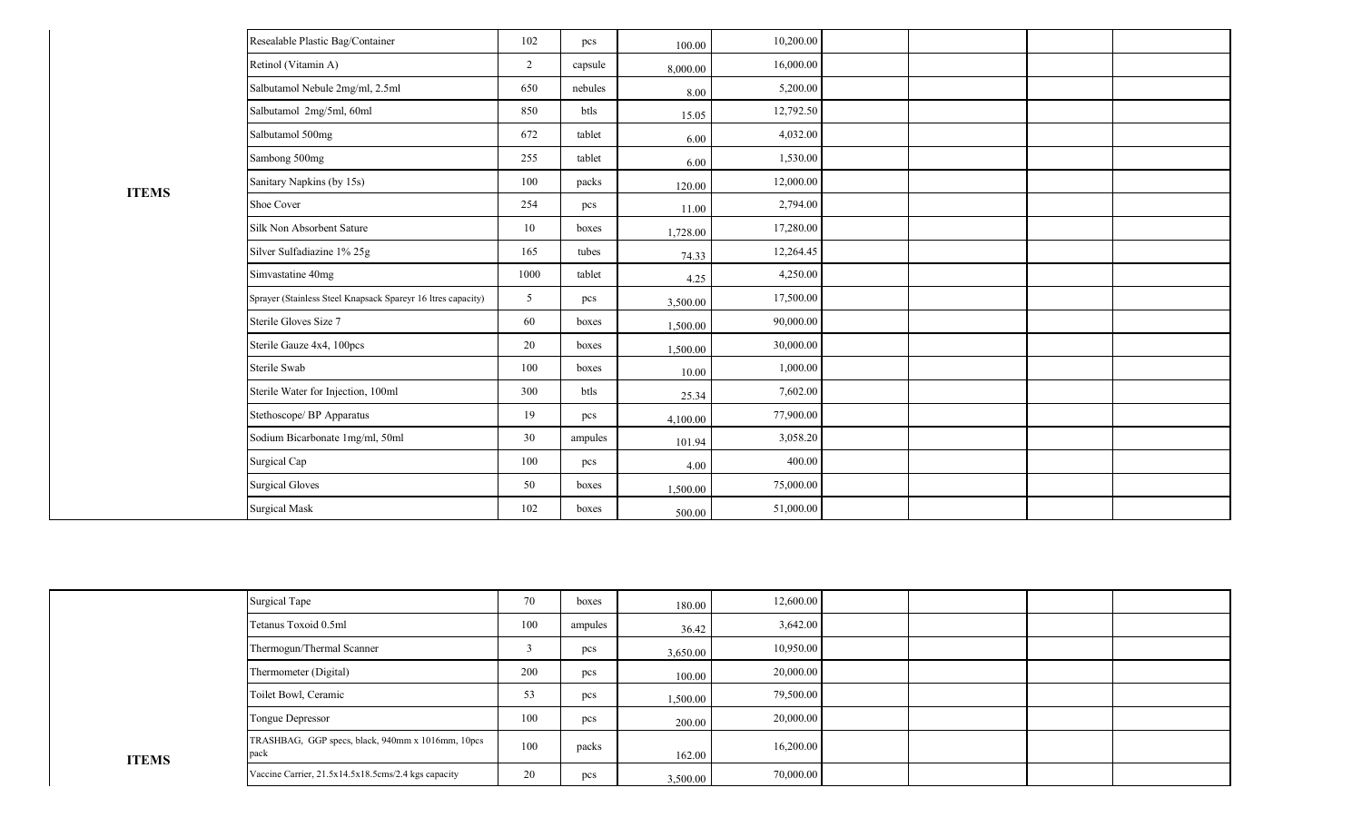| | | | | | | | | |
|---|---|---|---|---|---|---|---|---|
| **ITEMS** | Resealable Plastic Bag/Container | 102 | pcs | 100.00 | 10,200.00 | | | | |
| | Retinol (Vitamin A) | 2 | capsule | 8,000.00 | 16,000.00 | | | | |
| | Salbutamol Nebule 2mg/ml, 2.5ml | 650 | nebules | 8.00 | 5,200.00 | | | | |
| | Salbutamol 2mg/5ml, 60ml | 850 | btls | 15.05 | 12,792.50 | | | | |
| | Salbutamol 500mg | 672 | tablet | 6.00 | 4,032.00 | | | | |
| | Sambong 500mg | 255 | tablet | 6.00 | 1,530.00 | | | | |
| | Sanitary Napkins (by 15s) | 100 | packs | 120.00 | 12,000.00 | | | | |
| | Shoe Cover | 254 | pcs | 11.00 | 2,794.00 | | | | |
| | Silk Non Absorbent Sature | 10 | boxes | 1,728.00 | 17,280.00 | | | | |
| | Silver Sulfadiazine 1% 25g | 165 | tubes | 74.33 | 12,264.45 | | | | |
| | Simvastatine 40mg | 1000 | tablet | 4.25 | 4,250.00 | | | | |
| | Sprayer (Stainless Steel Knapsack Spareyr 16 ltres capacity) | 5 | pcs | 3,500.00 | 17,500.00 | | | | |
| | Sterile Gloves Size 7 | 60 | boxes | 1,500.00 | 90,000.00 | | | | |
| | Sterile Gauze 4x4, 100pcs | 20 | boxes | 1,500.00 | 30,000.00 | | | | |
| | Sterile Swab | 100 | boxes | 10.00 | 1,000.00 | | | | |
| | Sterile Water for Injection, 100ml | 300 | btls | 25.34 | 7,602.00 | | | | |
| | Stethoscope/ BP Apparatus | 19 | pcs | 4,100.00 | 77,900.00 | | | | |
| | Sodium Bicarbonate 1mg/ml, 50ml | 30 | ampules | 101.94 | 3,058.20 | | | | |
| | Surgical Cap | 100 | pcs | 4.00 | 400.00 | | | | |
| | Surgical Gloves | 50 | boxes | 1,500.00 | 75,000.00 | | | | |
| | Surgical Mask | 102 | boxes | 500.00 | 51,000.00 | | | | |

| | | | | | | | | | |
|---|---|---|---|---|---|---|---|---|---|
| **ITEMS** | Surgical Tape | 70 | boxes | 180.00 | 12,600.00 | | | | |
| | Tetanus Toxoid 0.5ml | 100 | ampules | 36.42 | 3,642.00 | | | | |
| | Thermogun/Thermal Scanner | 3 | pcs | 3,650.00 | 10,950.00 | | | | |
| | Thermometer (Digital) | 200 | pcs | 100.00 | 20,000.00 | | | | |
| | Toilet Bowl, Ceramic | 53 | pcs | 1,500.00 | 79,500.00 | | | | |
| | Tongue Depressor | 100 | pcs | 200.00 | 20,000.00 | | | | |
| | TRASHBAG, GGP specs, black, 940mm x 1016mm, 10pcs pack | 100 | packs | 162.00 | 16,200.00 | | | | |
| | Vaccine Carrier, 21.5x14.5x18.5cms/2.4 kgs capacity | 20 | pcs | 3,500.00 | 70,000.00 | | | | |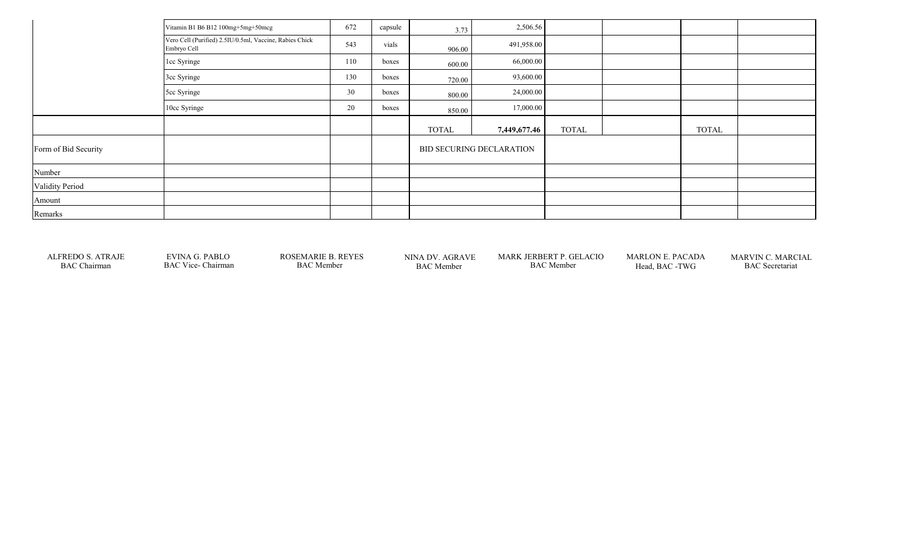| | | | | | | | | | |
|---|---|---|---|---|---|---|---|---|---|
| | Vitamin B1 B6 B12 100mg+5mg+50mcg | 672 | capsule | 3.73 | 2,506.56 | | | | |
| | Vero Cell (Purified) 2.5IU/0.5ml, Vaccine, Rabies Chick Embryo Cell | 543 | vials | 906.00 | 491,958.00 | | | | |
| | 1cc Syringe | 110 | boxes | 600.00 | 66,000.00 | | | | |
| | 3cc Syringe | 130 | boxes | 720.00 | 93,600.00 | | | | |
| | 5cc Syringe | 30 | boxes | 800.00 | 24,000.00 | | | | |
| | 10cc Syringe | 20 | boxes | 850.00 | 17,000.00 | | | | |
| | | | | TOTAL | **7,449,677.46** | TOTAL | | TOTAL | |
| Form of Bid Security | | | | BID SECURING DECLARATION | | | | | |
| Number | | | | | | | | | |
| Validity Period | | | | | | | | | |
| Amount | | | | | | | | | |
| Remarks | | | | | | | | | |

| ALFREDO S. ATRAJE | EVINA G. PABLO | ROSEMARIE B. REYES | NINA DV. AGRAVE | MARK JERBERT P. GELACIO | MARLON E. PACADA | MARVIN C. MARCIAL |
|---|---|---|---|---|---|---|
| BAC Chairman | BAC Vice- Chairman | BAC Member | BAC Member | BAC Member | Head, BAC -TWG | BAC Secretariat |